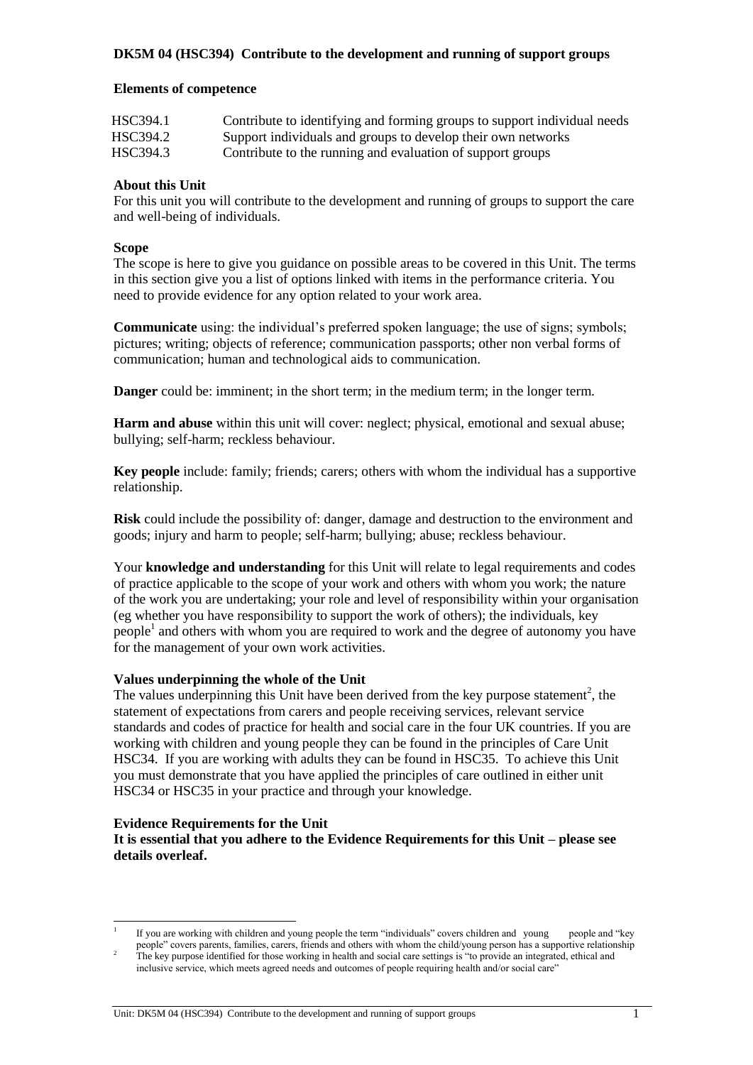**DK5M 04 (HSC394) Contribute to the development and running of support groups**

**Elements of competence**

| | |
|---|---|
| HSC394.1 | Contribute to identifying and forming groups to support individual needs |
| HSC394.2 | Support individuals and groups to develop their own networks |
| HSC394.3 | Contribute to the running and evaluation of support groups |

**About this Unit**

For this unit you will contribute to the development and running of groups to support the care and well-being of individuals.

**Scope**

The scope is here to give you guidance on possible areas to be covered in this Unit. The terms in this section give you a list of options linked with items in the performance criteria. You need to provide evidence for any option related to your work area.

**Communicate** using: the individual's preferred spoken language; the use of signs; symbols; pictures; writing; objects of reference; communication passports; other non verbal forms of communication; human and technological aids to communication.

**Danger** could be: imminent; in the short term; in the medium term; in the longer term.

**Harm and abuse** within this unit will cover: neglect; physical, emotional and sexual abuse; bullying; self-harm; reckless behaviour.

**Key people** include: family; friends; carers; others with whom the individual has a supportive relationship.

**Risk** could include the possibility of: danger, damage and destruction to the environment and goods; injury and harm to people; self-harm; bullying; abuse; reckless behaviour.

Your **knowledge and understanding** for this Unit will relate to legal requirements and codes of practice applicable to the scope of your work and others with whom you work; the nature of the work you are undertaking; your role and level of responsibility within your organisation (eg whether you have responsibility to support the work of others); the individuals, key people[1] and others with whom you are required to work and the degree of autonomy you have for the management of your own work activities.

**Values underpinning the whole of the Unit**

The values underpinning this Unit have been derived from the key purpose statement[2], the statement of expectations from carers and people receiving services, relevant service standards and codes of practice for health and social care in the four UK countries. If you are working with children and young people they can be found in the principles of Care Unit HSC34. If you are working with adults they can be found in HSC35. To achieve this Unit you must demonstrate that you have applied the principles of care outlined in either unit HSC34 or HSC35 in your practice and through your knowledge.

**Evidence Requirements for the Unit**

**It is essential that you adhere to the Evidence Requirements for this Unit – please see details overleaf.**

---

[1] If you are working with children and young people the term "individuals" covers children and young people and "key people" covers parents, families, carers, friends and others with whom the child/young person has a supportive relationship

[2] The key purpose identified for those working in health and social care settings is "to provide an integrated, ethical and inclusive service, which meets agreed needs and outcomes of people requiring health and/or social care"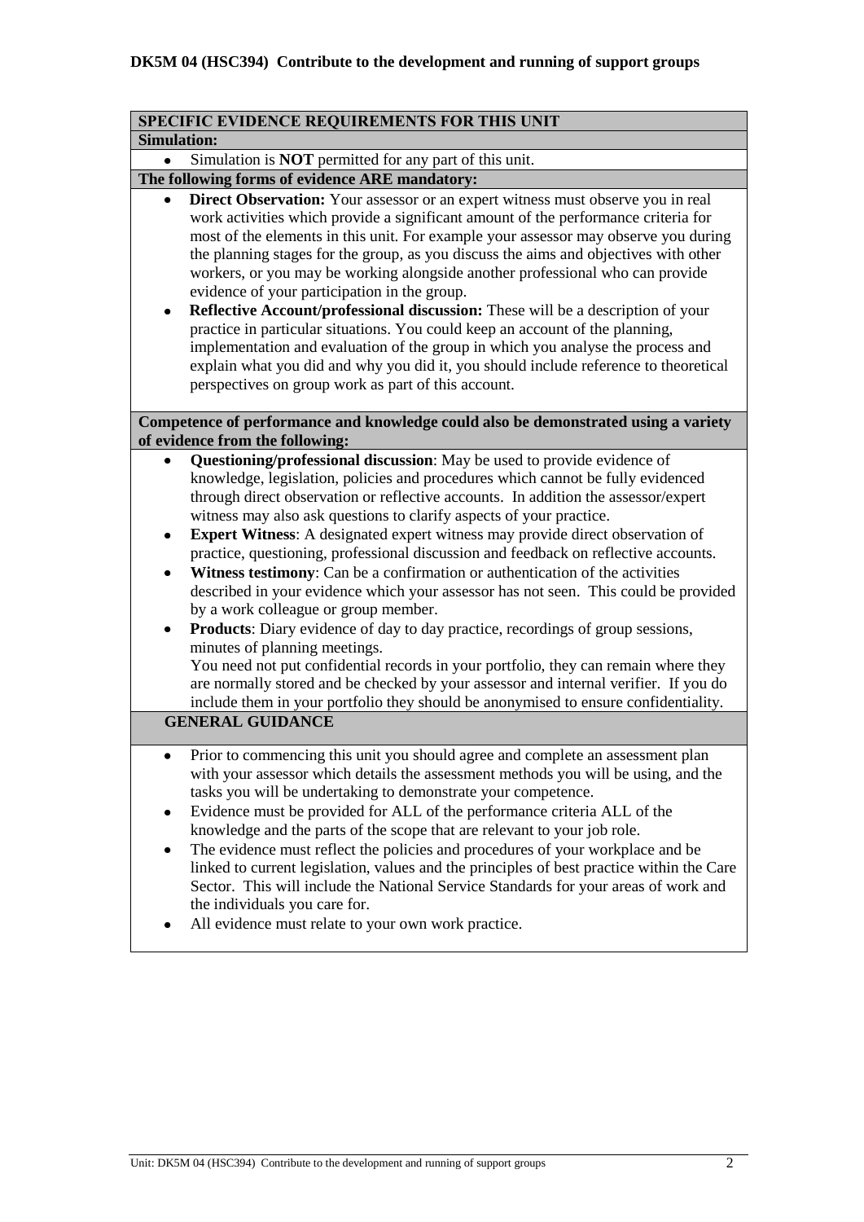**DK5M 04 (HSC394) Contribute to the development and running of support groups**

**SPECIFIC EVIDENCE REQUIREMENTS FOR THIS UNIT**

**Simulation:**

- Simulation is **NOT** permitted for any part of this unit.

**The following forms of evidence ARE mandatory:**

- **Direct Observation:** Your assessor or an expert witness must observe you in real work activities which provide a significant amount of the performance criteria for most of the elements in this unit. For example your assessor may observe you during the planning stages for the group, as you discuss the aims and objectives with other workers, or you may be working alongside another professional who can provide evidence of your participation in the group.
- **Reflective Account/professional discussion:** These will be a description of your practice in particular situations. You could keep an account of the planning, implementation and evaluation of the group in which you analyse the process and explain what you did and why you did it, you should include reference to theoretical perspectives on group work as part of this account.

**Competence of performance and knowledge could also be demonstrated using a variety of evidence from the following:**

- **Questioning/professional discussion**: May be used to provide evidence of knowledge, legislation, policies and procedures which cannot be fully evidenced through direct observation or reflective accounts. In addition the assessor/expert witness may also ask questions to clarify aspects of your practice.
- **Expert Witness**: A designated expert witness may provide direct observation of practice, questioning, professional discussion and feedback on reflective accounts.
- **Witness testimony**: Can be a confirmation or authentication of the activities described in your evidence which your assessor has not seen. This could be provided by a work colleague or group member.
- **Products**: Diary evidence of day to day practice, recordings of group sessions, minutes of planning meetings.
  You need not put confidential records in your portfolio, they can remain where they are normally stored and be checked by your assessor and internal verifier. If you do include them in your portfolio they should be anonymised to ensure confidentiality.

**GENERAL GUIDANCE**

- Prior to commencing this unit you should agree and complete an assessment plan with your assessor which details the assessment methods you will be using, and the tasks you will be undertaking to demonstrate your competence.
- Evidence must be provided for ALL of the performance criteria ALL of the knowledge and the parts of the scope that are relevant to your job role.
- The evidence must reflect the policies and procedures of your workplace and be linked to current legislation, values and the principles of best practice within the Care Sector. This will include the National Service Standards for your areas of work and the individuals you care for.
- All evidence must relate to your own work practice.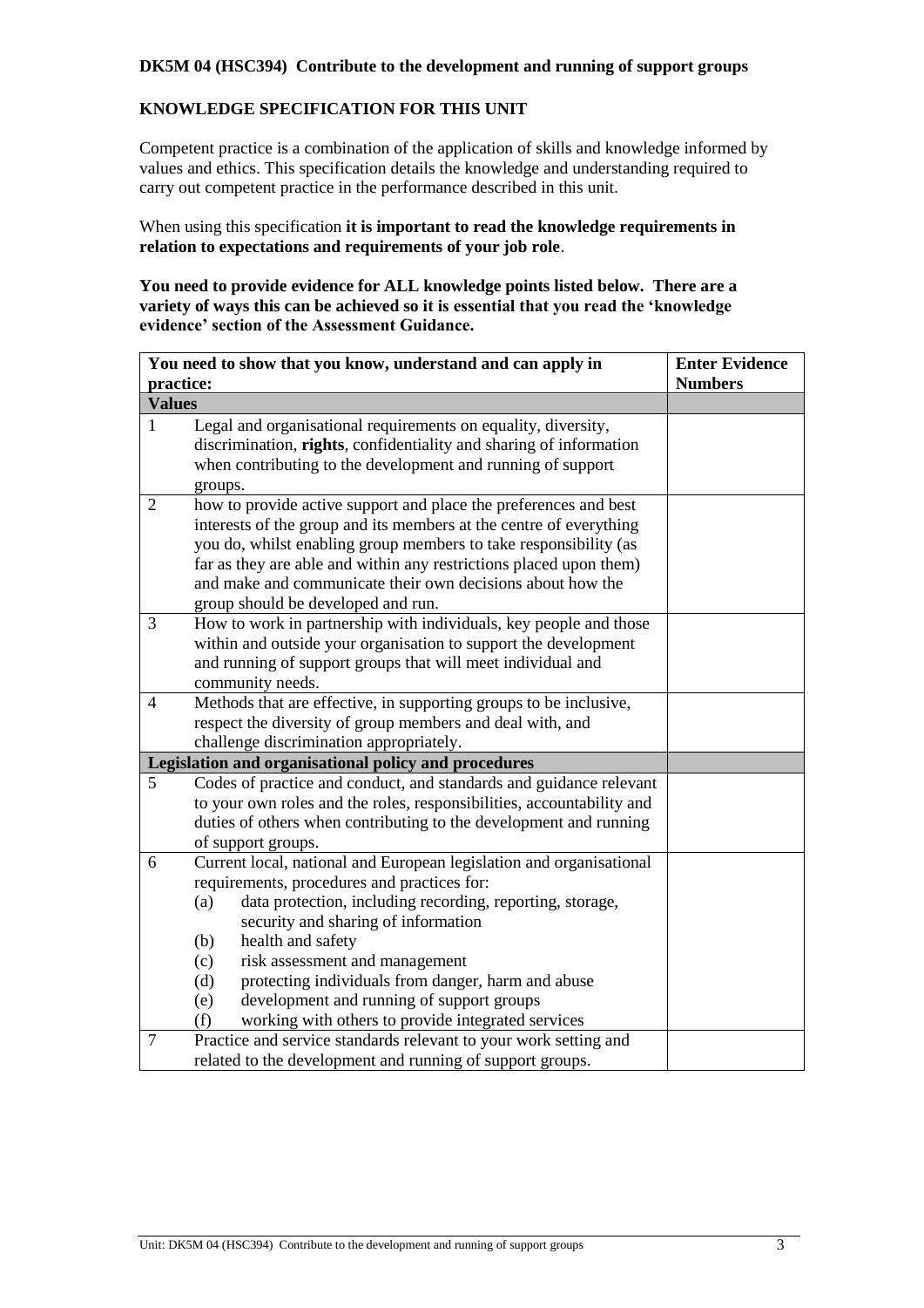**DK5M 04 (HSC394) Contribute to the development and running of support groups**

**KNOWLEDGE SPECIFICATION FOR THIS UNIT**

Competent practice is a combination of the application of skills and knowledge informed by values and ethics. This specification details the knowledge and understanding required to carry out competent practice in the performance described in this unit.

When using this specification **it is important to read the knowledge requirements in relation to expectations and requirements of your job role**.

**You need to provide evidence for ALL knowledge points listed below. There are a variety of ways this can be achieved so it is essential that you read the 'knowledge evidence' section of the Assessment Guidance.**

| | **You need to show that you know, understand and can apply in practice:** | **Enter Evidence Numbers** |
|---|---|---|
| **Values** | | |
| 1 | Legal and organisational requirements on equality, diversity, discrimination, **rights**, confidentiality and sharing of information when contributing to the development and running of support groups. | |
| 2 | how to provide active support and place the preferences and best interests of the group and its members at the centre of everything you do, whilst enabling group members to take responsibility (as far as they are able and within any restrictions placed upon them) and make and communicate their own decisions about how the group should be developed and run. | |
| 3 | How to work in partnership with individuals, key people and those within and outside your organisation to support the development and running of support groups that will meet individual and community needs. | |
| 4 | Methods that are effective, in supporting groups to be inclusive, respect the diversity of group members and deal with, and challenge discrimination appropriately. | |
| **Legislation and organisational policy and procedures** | | |
| 5 | Codes of practice and conduct, and standards and guidance relevant to your own roles and the roles, responsibilities, accountability and duties of others when contributing to the development and running of support groups. | |
| 6 | Current local, national and European legislation and organisational requirements, procedures and practices for: (a) data protection, including recording, reporting, storage, security and sharing of information (b) health and safety (c) risk assessment and management (d) protecting individuals from danger, harm and abuse (e) development and running of support groups (f) working with others to provide integrated services | |
| 7 | Practice and service standards relevant to your work setting and related to the development and running of support groups. | |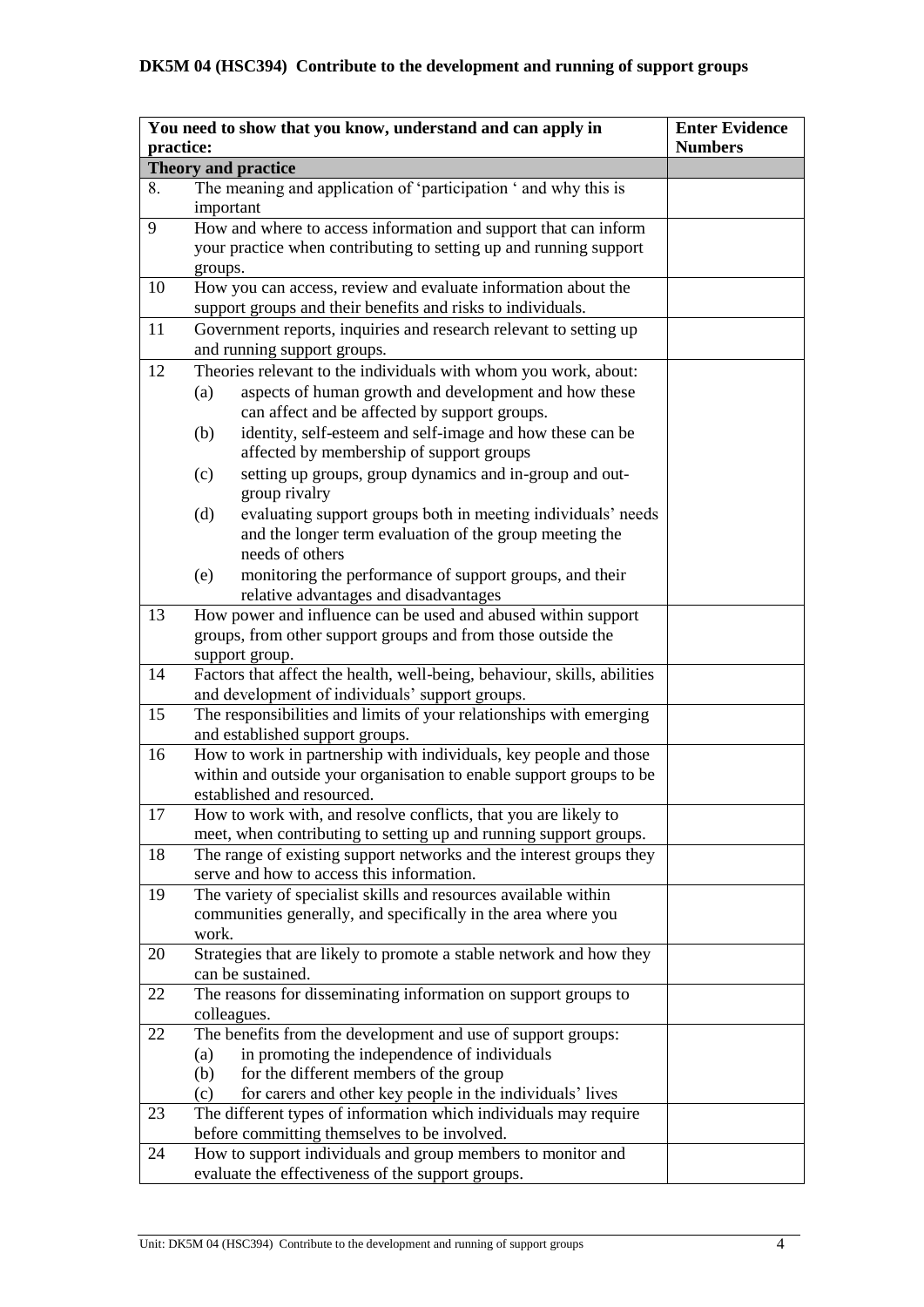**DK5M 04 (HSC394) Contribute to the development and running of support groups**

| You need to show that you know, understand and can apply in practice: | | Enter Evidence Numbers |
|---|---|---|
| **Theory and practice** | | |
| 8. | The meaning and application of 'participation ' and why this is important | |
| 9 | How and where to access information and support that can inform your practice when contributing to setting up and running support groups. | |
| 10 | How you can access, review and evaluate information about the support groups and their benefits and risks to individuals. | |
| 11 | Government reports, inquiries and research relevant to setting up and running support groups. | |
| 12 | Theories relevant to the individuals with whom you work, about:<br>(a) aspects of human growth and development and how these can affect and be affected by support groups.<br>(b) identity, self-esteem and self-image and how these can be affected by membership of support groups<br>(c) setting up groups, group dynamics and in-group and out-group rivalry<br>(d) evaluating support groups both in meeting individuals' needs and the longer term evaluation of the group meeting the needs of others<br>(e) monitoring the performance of support groups, and their relative advantages and disadvantages | |
| 13 | How power and influence can be used and abused within support groups, from other support groups and from those outside the support group. | |
| 14 | Factors that affect the health, well-being, behaviour, skills, abilities and development of individuals' support groups. | |
| 15 | The responsibilities and limits of your relationships with emerging and established support groups. | |
| 16 | How to work in partnership with individuals, key people and those within and outside your organisation to enable support groups to be established and resourced. | |
| 17 | How to work with, and resolve conflicts, that you are likely to meet, when contributing to setting up and running support groups. | |
| 18 | The range of existing support networks and the interest groups they serve and how to access this information. | |
| 19 | The variety of specialist skills and resources available within communities generally, and specifically in the area where you work. | |
| 20 | Strategies that are likely to promote a stable network and how they can be sustained. | |
| 22 | The reasons for disseminating information on support groups to colleagues. | |
| 22 | The benefits from the development and use of support groups:<br>(a) in promoting the independence of individuals<br>(b) for the different members of the group<br>(c) for carers and other key people in the individuals' lives | |
| 23 | The different types of information which individuals may require before committing themselves to be involved. | |
| 24 | How to support individuals and group members to monitor and evaluate the effectiveness of the support groups. | |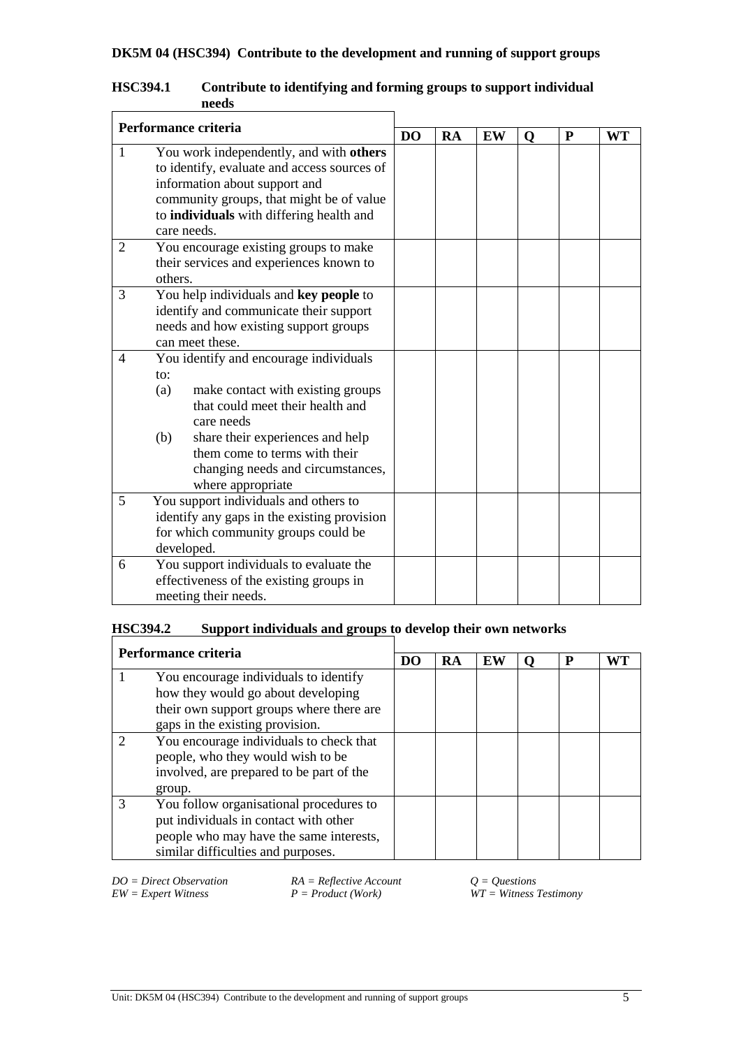**DK5M 04 (HSC394) Contribute to the development and running of support groups**

### HSC394.1 Contribute to identifying and forming groups to support individual needs

| | Performance criteria | DO | RA | EW | Q | P | WT |
|---|---|---|---|---|---|---|---|
| 1 | You work independently, and with **others** to identify, evaluate and access sources of information about support and community groups, that might be of value to **individuals** with differing health and care needs. | | | | | | |
| 2 | You encourage existing groups to make their services and experiences known to others. | | | | | | |
| 3 | You help individuals and **key people** to identify and communicate their support needs and how existing support groups can meet these. | | | | | | |
| 4 | You identify and encourage individuals to: (a) make contact with existing groups that could meet their health and care needs (b) share their experiences and help them come to terms with their changing needs and circumstances, where appropriate | | | | | | |
| 5 | You support individuals and others to identify any gaps in the existing provision for which community groups could be developed. | | | | | | |
| 6 | You support individuals to evaluate the effectiveness of the existing groups in meeting their needs. | | | | | | |

### HSC394.2 Support individuals and groups to develop their own networks

| | Performance criteria | DO | RA | EW | Q | P | WT |
|---|---|---|---|---|---|---|---|
| 1 | You encourage individuals to identify how they would go about developing their own support groups where there are gaps in the existing provision. | | | | | | |
| 2 | You encourage individuals to check that people, who they would wish to be involved, are prepared to be part of the group. | | | | | | |
| 3 | You follow organisational procedures to put individuals in contact with other people who may have the same interests, similar difficulties and purposes. | | | | | | |

*DO = Direct Observation* *RA = Reflective Account* *Q = Questions*
*EW = Expert Witness* *P = Product (Work)* *WT = Witness Testimony*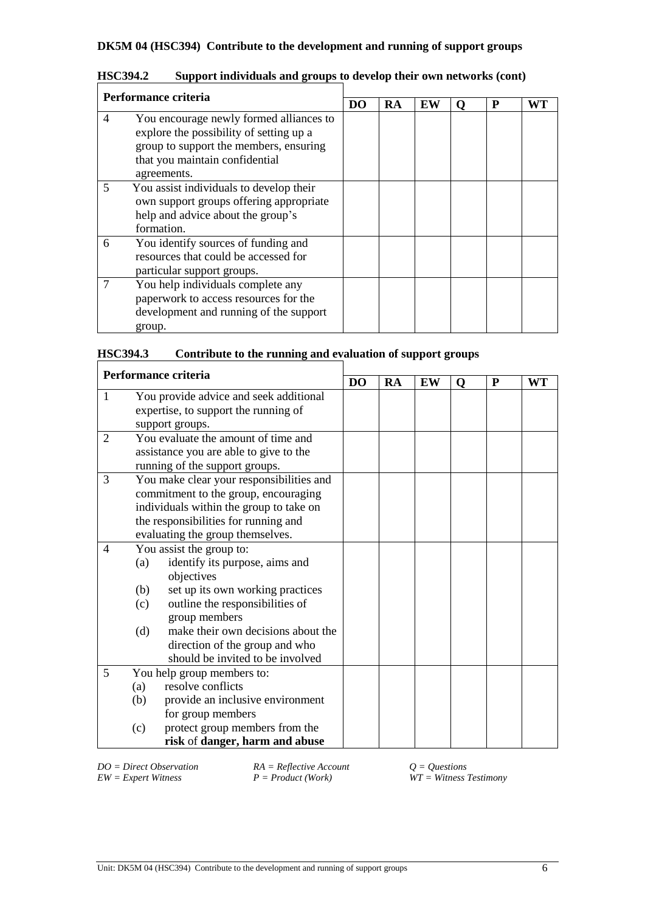**DK5M 04 (HSC394) Contribute to the development and running of support groups**

**HSC394.2 Support individuals and groups to develop their own networks (cont)**

| Performance criteria | | DO | RA | EW | Q | P | WT |
|---|---|---|---|---|---|---|---|
| 4 | You encourage newly formed alliances to explore the possibility of setting up a group to support the members, ensuring that you maintain confidential agreements. | | | | | | |
| 5 | You assist individuals to develop their own support groups offering appropriate help and advice about the group's formation. | | | | | | |
| 6 | You identify sources of funding and resources that could be accessed for particular support groups. | | | | | | |
| 7 | You help individuals complete any paperwork to access resources for the development and running of the support group. | | | | | | |

**HSC394.3 Contribute to the running and evaluation of support groups**

| Performance criteria | | DO | RA | EW | Q | P | WT |
|---|---|---|---|---|---|---|---|
| 1 | You provide advice and seek additional expertise, to support the running of support groups. | | | | | | |
| 2 | You evaluate the amount of time and assistance you are able to give to the running of the support groups. | | | | | | |
| 3 | You make clear your responsibilities and commitment to the group, encouraging individuals within the group to take on the responsibilities for running and evaluating the group themselves. | | | | | | |
| 4 | You assist the group to: (a) identify its purpose, aims and objectives (b) set up its own working practices (c) outline the responsibilities of group members (d) make their own decisions about the direction of the group and who should be invited to be involved | | | | | | |
| 5 | You help group members to: (a) resolve conflicts (b) provide an inclusive environment for group members (c) protect group members from the **risk** of **danger, harm and abuse** | | | | | | |

*DO = Direct Observation*
*RA = Reflective Account*
*Q = Questions*
*EW = Expert Witness*
*P = Product (Work)*
*WT = Witness Testimony*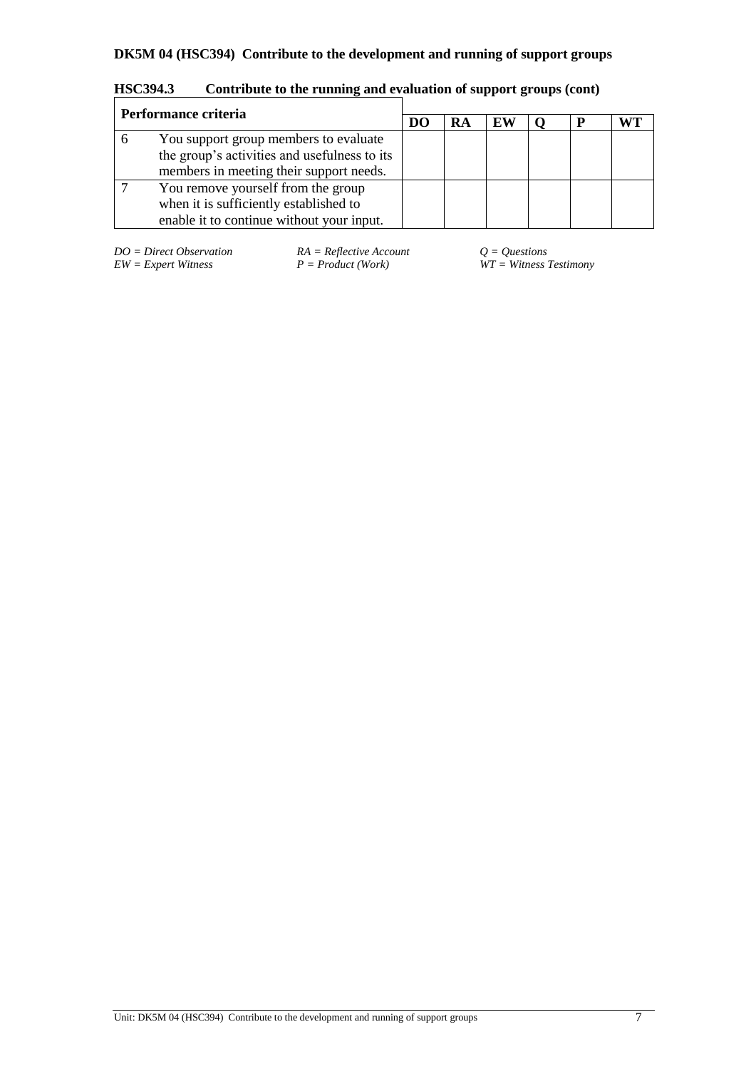**DK5M 04 (HSC394) Contribute to the development and running of support groups**

**HSC394.3 Contribute to the running and evaluation of support groups (cont)**

| Performance criteria | | DO | RA | EW | Q | P | WT |
|---|---|---|---|---|---|---|---|
| 6 | You support group members to evaluate the group's activities and usefulness to its members in meeting their support needs. | | | | | | |
| 7 | You remove yourself from the group when it is sufficiently established to enable it to continue without your input. | | | | | | |

*DO = Direct Observation* *RA = Reflective Account* *Q = Questions*
*EW = Expert Witness* *P = Product (Work)* *WT = Witness Testimony*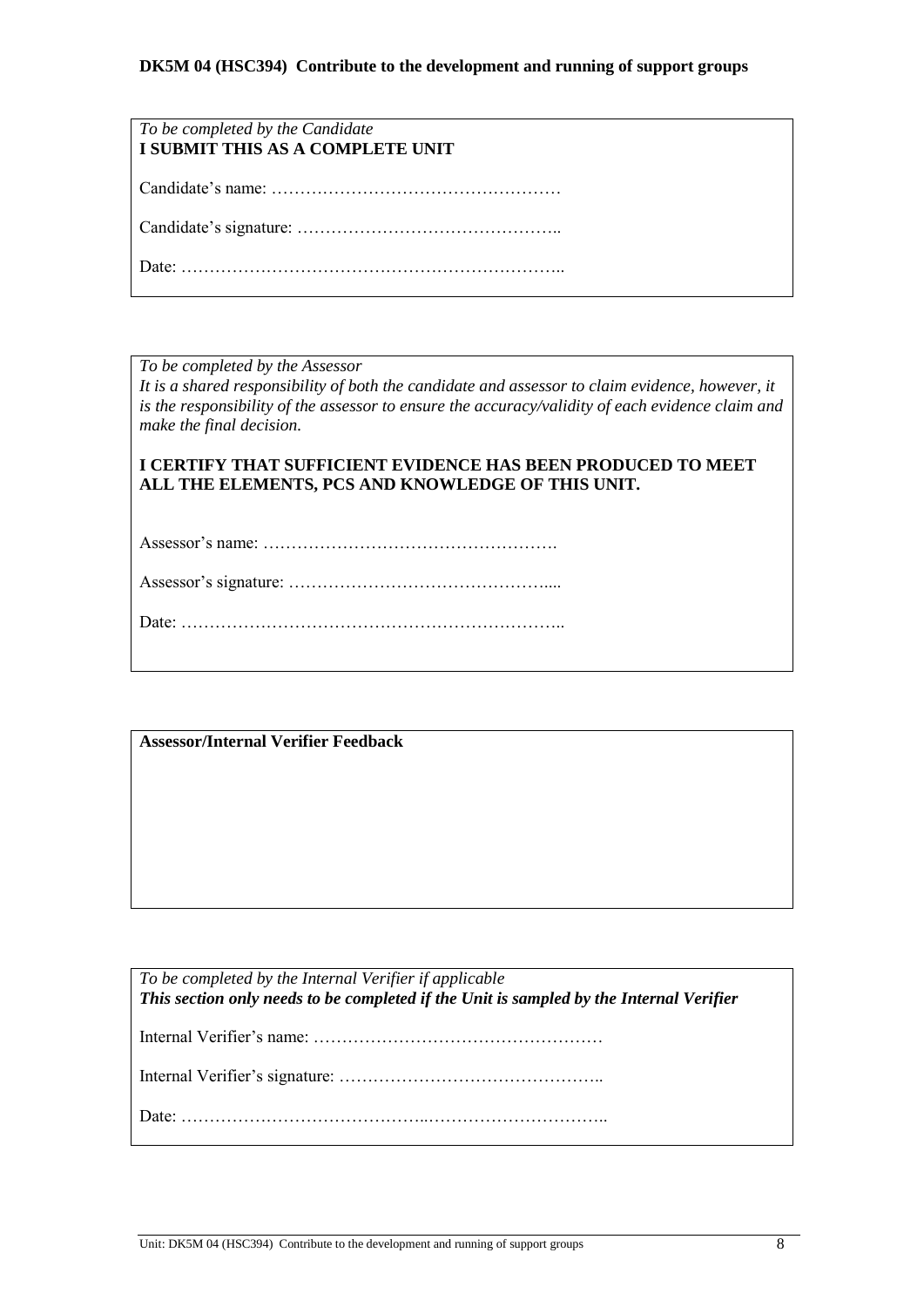**DK5M 04 (HSC394) Contribute to the development and running of support groups**

*To be completed by the Candidate*
**I SUBMIT THIS AS A COMPLETE UNIT**

Candidate's name: ……………………………………………

Candidate's signature: ………………………………………..

Date: …………………………………………………………..

*To be completed by the Assessor*
*It is a shared responsibility of both the candidate and assessor to claim evidence, however, it is the responsibility of the assessor to ensure the accuracy/validity of each evidence claim and make the final decision.*

**I CERTIFY THAT SUFFICIENT EVIDENCE HAS BEEN PRODUCED TO MEET ALL THE ELEMENTS, PCS AND KNOWLEDGE OF THIS UNIT.**

Assessor's name: …………………………………………….

Assessor's signature: ……………………………………....

Date: …………………………………………………………..

**Assessor/Internal Verifier Feedback**

*To be completed by the Internal Verifier if applicable*
***This section only needs to be completed if the Unit is sampled by the Internal Verifier***

Internal Verifier's name: ……………………………………………

Internal Verifier's signature: ………………………………………..

Date: …………………………………..…………………………..